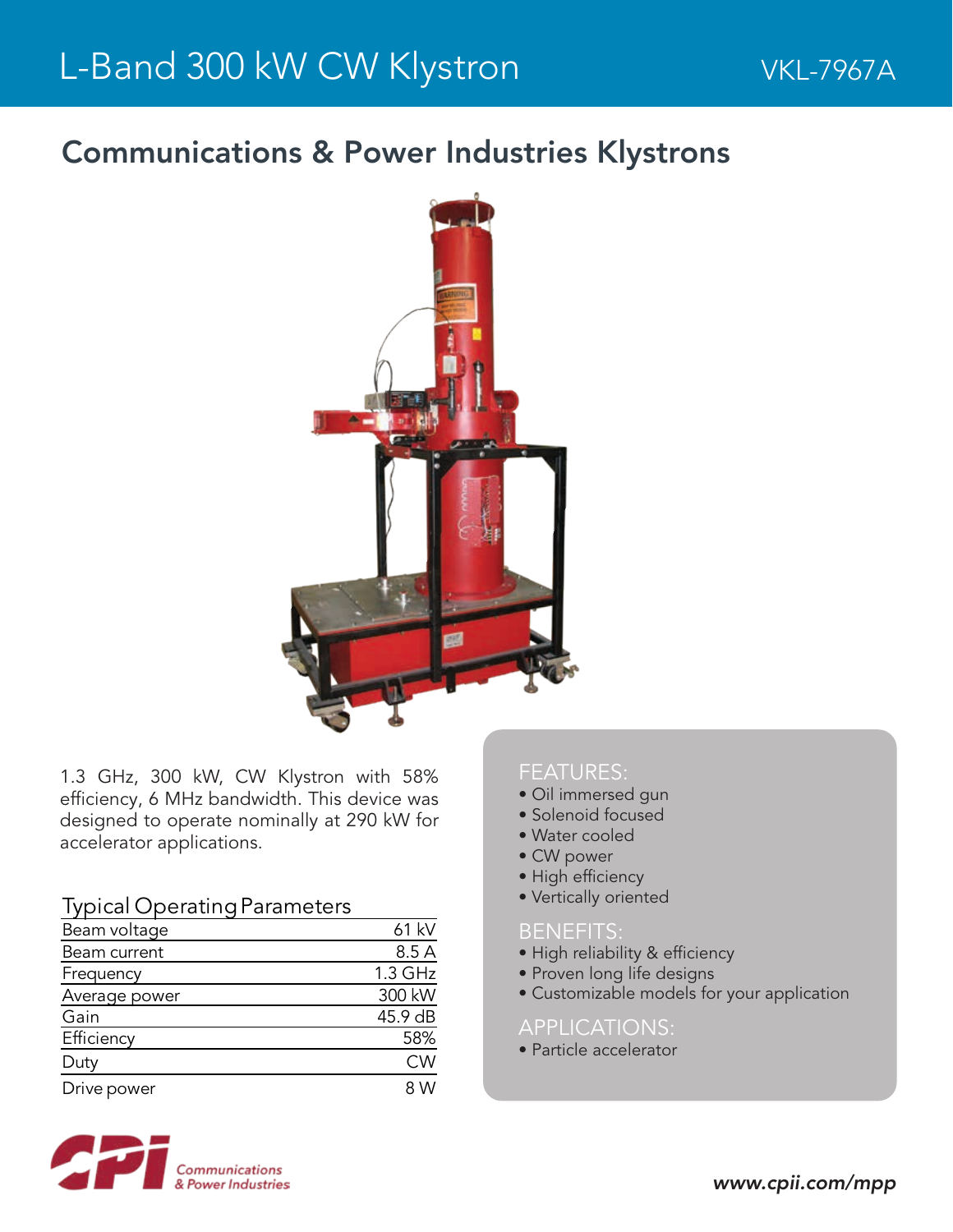# L-Band 300 kW CW Klystron

VKL-7967A

## Communications & Power Industries Klystrons

1.3 GHz, 300 kW, CW Klystron with 58% efficiency, 6 MHz bandwidth. This device was designed to operate nominally at 290 kW for accelerator applications.

### Typical Operating Parameters

| Parameter | Value |
|---|---|
| Beam voltage | 61 kV |
| Beam current | 8.5 A |
| Frequency | 1.3 GHz |
| Average power | 300 kW |
| Gain | 45.9 dB |
| Efficiency | 58% |
| Duty | CW |
| Drive power | 8 W |

### FEATURES:

- Oil immersed gun
- Solenoid focused
- Water cooled
- CW power
- High efficiency
- Vertically oriented

### BENEFITS:

- High reliability & efficiency
- Proven long life designs
- Customizable models for your application

### APPLICATIONS:

- Particle accelerator

Communications & Power Industries

*www.cpii.com/mpp*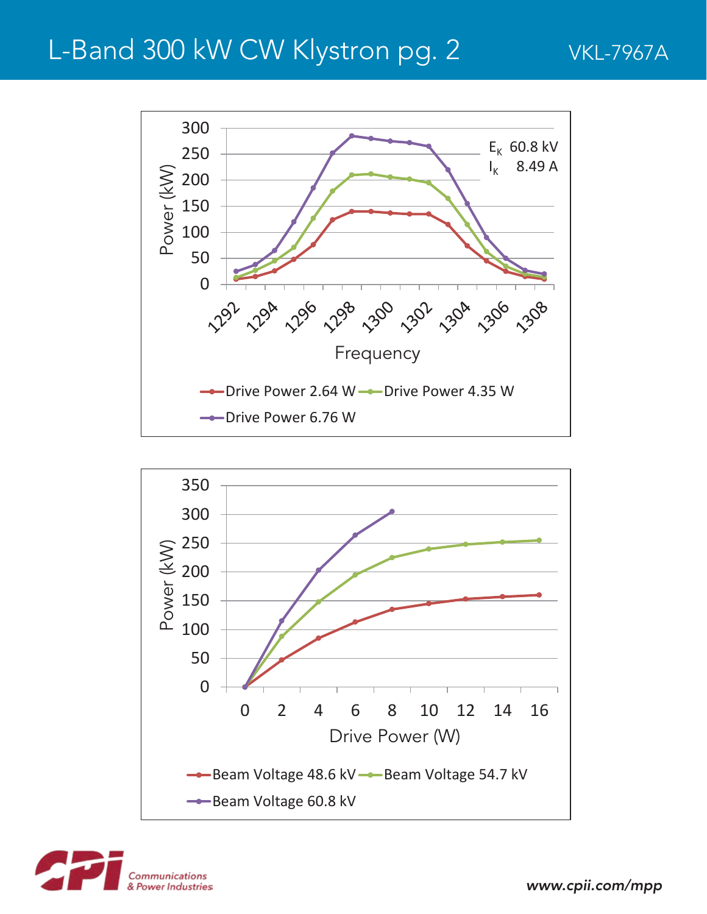# L-Band 300 kW CW Klystron pg. 2

VKL-7967A

Power (kW) vs. Frequency

$E_K$ 60.8 kV
$I_K$ 8.49 A

Drive Power 2.64 W — Drive Power 4.35 W — Drive Power 6.76 W

Power (kW) vs. Drive Power (W)

Beam Voltage 48.6 kV — Beam Voltage 54.7 kV — Beam Voltage 60.8 kV

Communications & Power Industries

www.cpii.com/mpp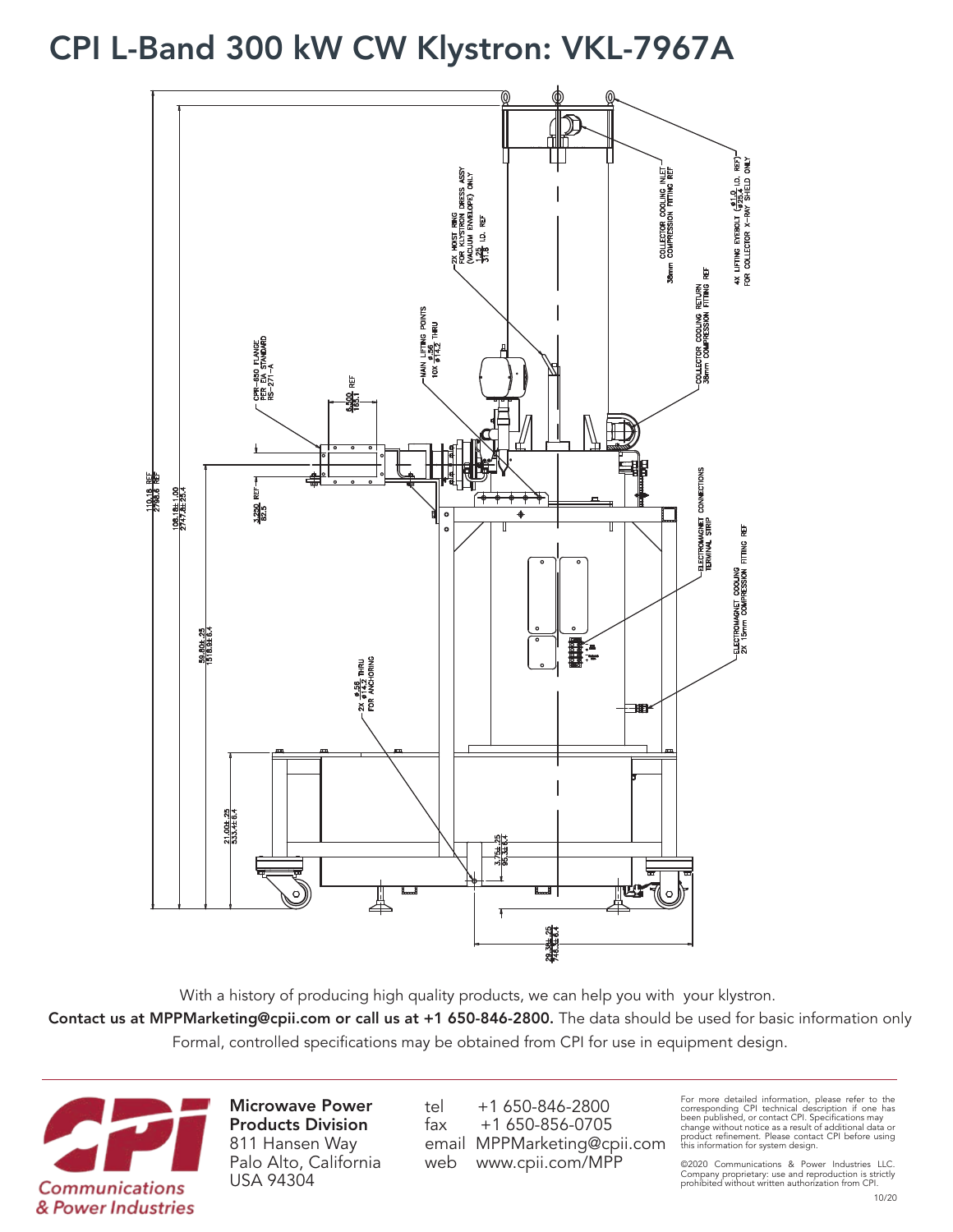# CPI L-Band 300 kW CW Klystron: VKL-7967A

110.18 REF
2798.6 REF

108.18±1.00
2747.8±25.4

59.80±.25
1518.9±6.4

21.00±.25
533.4±6.4

3.250 REF
82.5

6.500 REF
165.1

CPR-650 FLANGE PER EIA STANDARD RS-271-A

MAIN LIFTING POINTS 10X ø.56 THRU ø14.2

2X HOIST RING FOR KLYSTRON DRESS ASSY (VACUUM ENVELOPE) ONLY 1.25 31.8 I.D. REF

COLLECTOR COOLING INLET 38mm COMPRESSION FITTING REF

4X LIFTING EYEBOLT (ø1.0 ø25.4 I.D. REF) FOR COLLECTOR X-RAY SHIELD ONLY

COLLECTOR COOLING RETURN 38mm COMPRESSION FITTING REF

ELECTROMAGNET CONNECTIONS TERMINAL STRIP

ELECTROMAGNET COOLING 2X 15mm COMPRESSION FITTING REF

2X ø.56 THRU ø14.2 FOR ANCHORING

3.75±.25
95.3±6.4

29.38±.25
746.3±6.4

With a history of producing high quality products, we can help you with your klystron.

**Contact us at MPPMarketing@cpii.com or call us at +1 650-846-2800.** The data should be used for basic information only Formal, controlled specifications may be obtained from CPI for use in equipment design.

Communications & Power Industries

**Microwave Power Products Division**
811 Hansen Way
Palo Alto, California
USA 94304

tel +1 650-846-2800
fax +1 650-856-0705
email MPPMarketing@cpii.com
web www.cpii.com/MPP

For more detailed information, please refer to the corresponding CPI technical description if one has been published, or contact CPI. Specifications may change without notice as a result of additional data or product refinement. Please contact CPI before using this information for system design.

©2020 Communications & Power Industries LLC. Company proprietary: use and reproduction is strictly prohibited without written authorization from CPI.

10/20